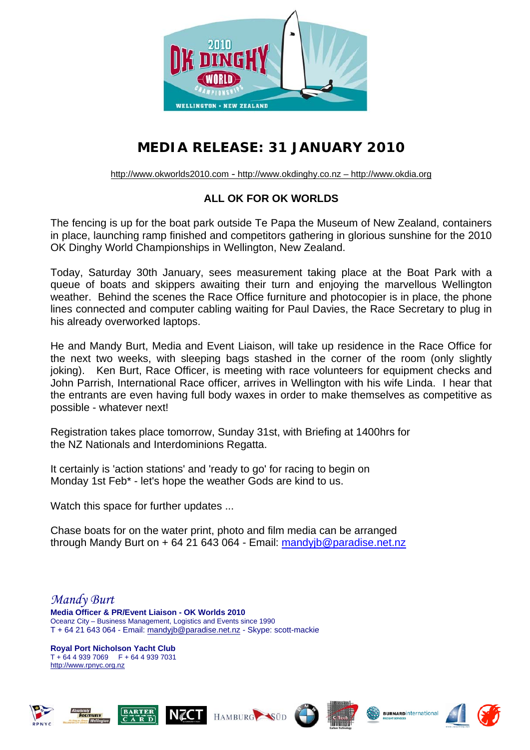# MEDIA RELEASE: 31 JANUARY 2010

http://www.okworlds2010.com - http://www.okdinghy.co.nz – http://www.okdia.org

## ALL OK FOR OK WORLDS

The fencing is up for the boat park outside Te Papa the Museum of New Zealand, containers in place, launching ramp finished and competitors gathering in glorious sunshine for the 2010 OK Dinghy World Championships in Wellington, New Zealand.

Today, Saturday 30th January, sees measurement taking place at the Boat Park with a queue of boats and skippers awaiting their turn and enjoying the marvellous Wellington weather. Behind the scenes the Race Office furniture and photocopier is in place, the phone lines connected and computer cabling waiting for Paul Davies, the Race Secretary to plug in his already overworked laptops.

He and Mandy Burt, Media and Event Liaison, will take up residence in the Race Office for the next two weeks, with sleeping bags stashed in the corner of the room (only slightly joking). Ken Burt, Race Officer, is meeting with race volunteers for equipment checks and John Parrish, International Race officer, arrives in Wellington with his wife Linda. I hear that the entrants are even having full body waxes in order to make themselves as competitive as possible - whatever next!

Registration takes place tomorrow, Sunday 31st, with Briefing at 1400hrs for the NZ Nationals and Interdominions Regatta.

It certainly is 'action stations' and 'ready to go' for racing to begin on Monday 1st Feb* - let's hope the weather Gods are kind to us.

Watch this space for further updates ...

Chase boats for on the water print, photo and film media can be arranged through Mandy Burt on + 64 21 643 064 - Email: mandyjb@paradise.net.nz

*Mandy Burt*
**Media Officer & PR/Event Liaison - OK Worlds 2010**
Oceanz City – Business Management, Logistics and Events since 1990
T + 64 21 643 064 - Email: mandyjb@paradise.net.nz - Skype: scott-mackie

**Royal Port Nicholson Yacht Club**
T + 64 4 939 7069 F + 64 4 939 7031
http://www.rpnyc.org.nz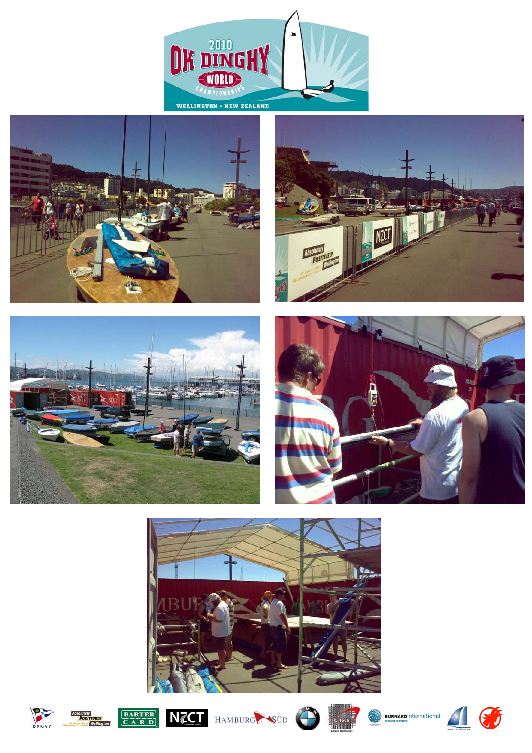# 2010 DK DINGHY WORLD CHAMPIONSHIPS

WELLINGTON • NEW ZEALAND